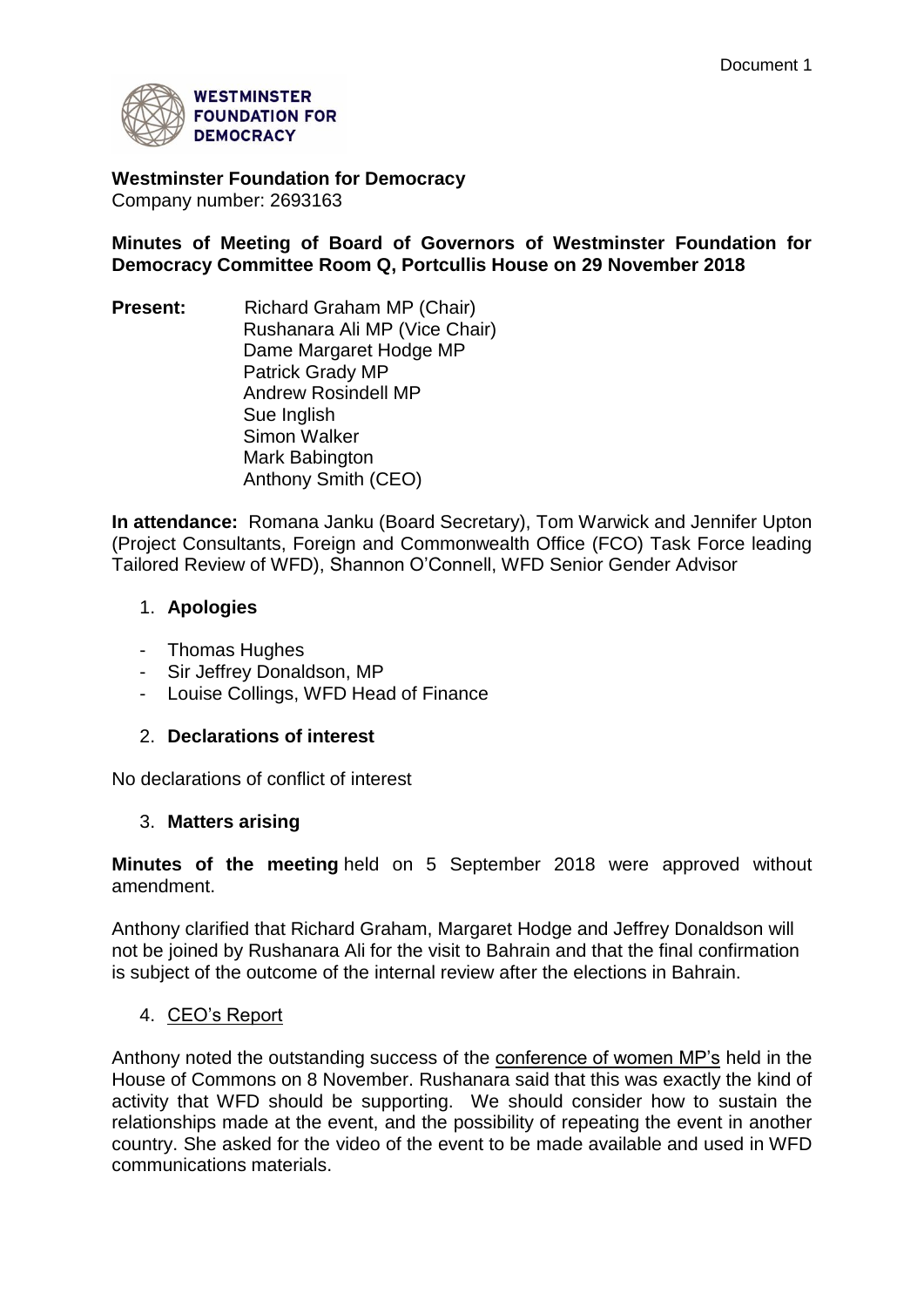Document 1

**WESTMINSTER FOUNDATION FOR DEMOCRACY**

**Westminster Foundation for Democracy**
Company number: 2693163

**Minutes of Meeting of Board of Governors of Westminster Foundation for Democracy Committee Room Q, Portcullis House on 29 November 2018**

**Present:** Richard Graham MP (Chair)
Rushanara Ali MP (Vice Chair)
Dame Margaret Hodge MP
Patrick Grady MP
Andrew Rosindell MP
Sue Inglish
Simon Walker
Mark Babington
Anthony Smith (CEO)

**In attendance:** Romana Janku (Board Secretary), Tom Warwick and Jennifer Upton (Project Consultants, Foreign and Commonwealth Office (FCO) Task Force leading Tailored Review of WFD), Shannon O'Connell, WFD Senior Gender Advisor

1. **Apologies**

- Thomas Hughes
- Sir Jeffrey Donaldson, MP
- Louise Collings, WFD Head of Finance

2. **Declarations of interest**

No declarations of conflict of interest

3. **Matters arising**

**Minutes of the meeting** held on 5 September 2018 were approved without amendment.

Anthony clarified that Richard Graham, Margaret Hodge and Jeffrey Donaldson will not be joined by Rushanara Ali for the visit to Bahrain and that the final confirmation is subject of the outcome of the internal review after the elections in Bahrain.

4. <u>CEO's Report</u>

Anthony noted the outstanding success of the <u>conference of women MP's</u> held in the House of Commons on 8 November. Rushanara said that this was exactly the kind of activity that WFD should be supporting. We should consider how to sustain the relationships made at the event, and the possibility of repeating the event in another country. She asked for the video of the event to be made available and used in WFD communications materials.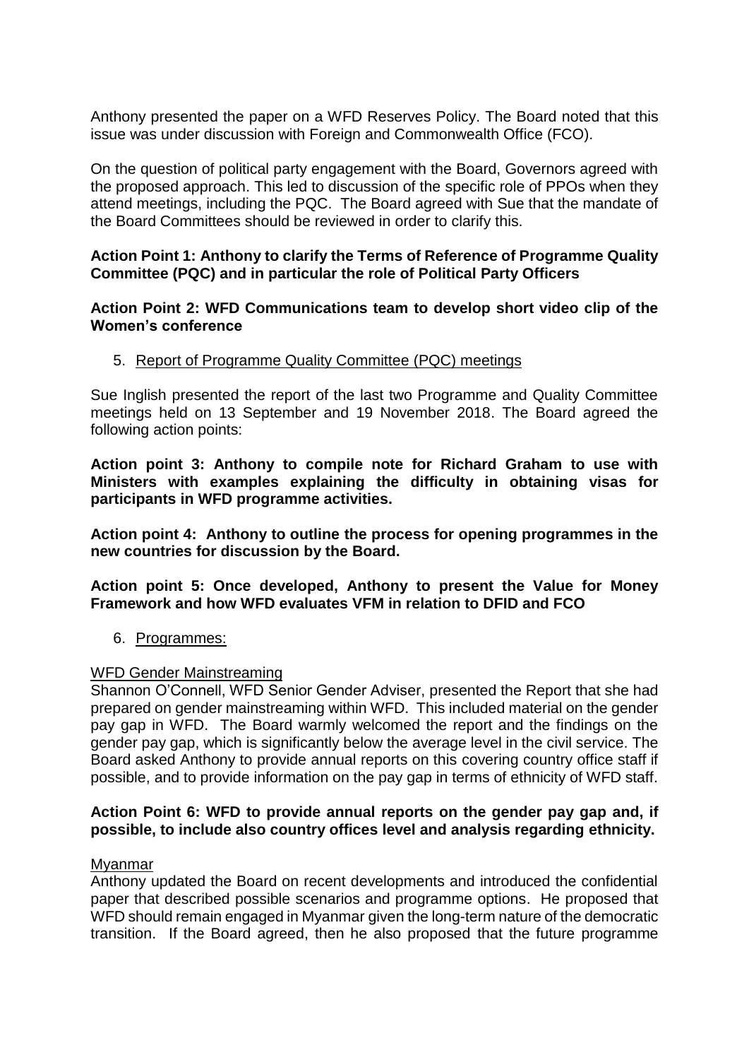Anthony presented the paper on a WFD Reserves Policy. The Board noted that this issue was under discussion with Foreign and Commonwealth Office (FCO).

On the question of political party engagement with the Board, Governors agreed with the proposed approach. This led to discussion of the specific role of PPOs when they attend meetings, including the PQC. The Board agreed with Sue that the mandate of the Board Committees should be reviewed in order to clarify this.

**Action Point 1: Anthony to clarify the Terms of Reference of Programme Quality Committee (PQC) and in particular the role of Political Party Officers**

**Action Point 2: WFD Communications team to develop short video clip of the Women's conference**

5. Report of Programme Quality Committee (PQC) meetings

Sue Inglish presented the report of the last two Programme and Quality Committee meetings held on 13 September and 19 November 2018. The Board agreed the following action points:

**Action point 3: Anthony to compile note for Richard Graham to use with Ministers with examples explaining the difficulty in obtaining visas for participants in WFD programme activities.**

**Action point 4: Anthony to outline the process for opening programmes in the new countries for discussion by the Board.**

**Action point 5: Once developed, Anthony to present the Value for Money Framework and how WFD evaluates VFM in relation to DFID and FCO**

6. Programmes:

WFD Gender Mainstreaming

Shannon O'Connell, WFD Senior Gender Adviser, presented the Report that she had prepared on gender mainstreaming within WFD. This included material on the gender pay gap in WFD. The Board warmly welcomed the report and the findings on the gender pay gap, which is significantly below the average level in the civil service. The Board asked Anthony to provide annual reports on this covering country office staff if possible, and to provide information on the pay gap in terms of ethnicity of WFD staff.

**Action Point 6: WFD to provide annual reports on the gender pay gap and, if possible, to include also country offices level and analysis regarding ethnicity.**

Myanmar

Anthony updated the Board on recent developments and introduced the confidential paper that described possible scenarios and programme options. He proposed that WFD should remain engaged in Myanmar given the long-term nature of the democratic transition. If the Board agreed, then he also proposed that the future programme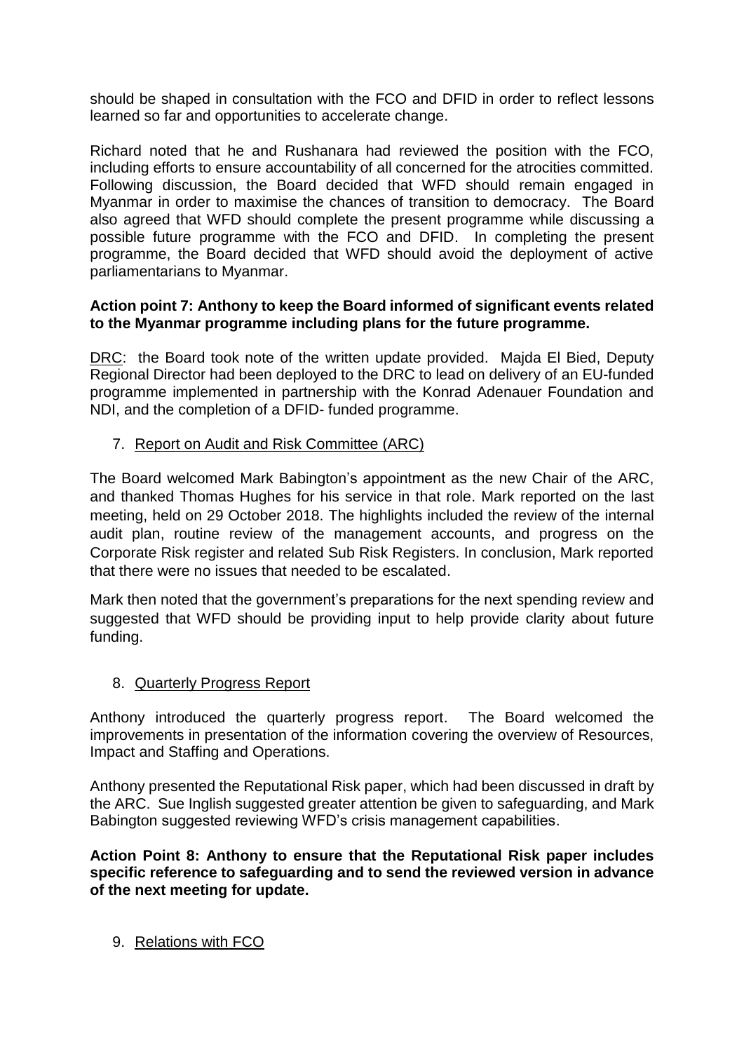should be shaped in consultation with the FCO and DFID in order to reflect lessons learned so far and opportunities to accelerate change.

Richard noted that he and Rushanara had reviewed the position with the FCO, including efforts to ensure accountability of all concerned for the atrocities committed. Following discussion, the Board decided that WFD should remain engaged in Myanmar in order to maximise the chances of transition to democracy. The Board also agreed that WFD should complete the present programme while discussing a possible future programme with the FCO and DFID. In completing the present programme, the Board decided that WFD should avoid the deployment of active parliamentarians to Myanmar.

**Action point 7: Anthony to keep the Board informed of significant events related to the Myanmar programme including plans for the future programme.**

DRC: the Board took note of the written update provided. Majda El Bied, Deputy Regional Director had been deployed to the DRC to lead on delivery of an EU-funded programme implemented in partnership with the Konrad Adenauer Foundation and NDI, and the completion of a DFID- funded programme.

7. Report on Audit and Risk Committee (ARC)

The Board welcomed Mark Babington's appointment as the new Chair of the ARC, and thanked Thomas Hughes for his service in that role. Mark reported on the last meeting, held on 29 October 2018. The highlights included the review of the internal audit plan, routine review of the management accounts, and progress on the Corporate Risk register and related Sub Risk Registers. In conclusion, Mark reported that there were no issues that needed to be escalated.

Mark then noted that the government's preparations for the next spending review and suggested that WFD should be providing input to help provide clarity about future funding.

8. Quarterly Progress Report

Anthony introduced the quarterly progress report. The Board welcomed the improvements in presentation of the information covering the overview of Resources, Impact and Staffing and Operations.

Anthony presented the Reputational Risk paper, which had been discussed in draft by the ARC. Sue Inglish suggested greater attention be given to safeguarding, and Mark Babington suggested reviewing WFD's crisis management capabilities.

**Action Point 8: Anthony to ensure that the Reputational Risk paper includes specific reference to safeguarding and to send the reviewed version in advance of the next meeting for update.**

9. Relations with FCO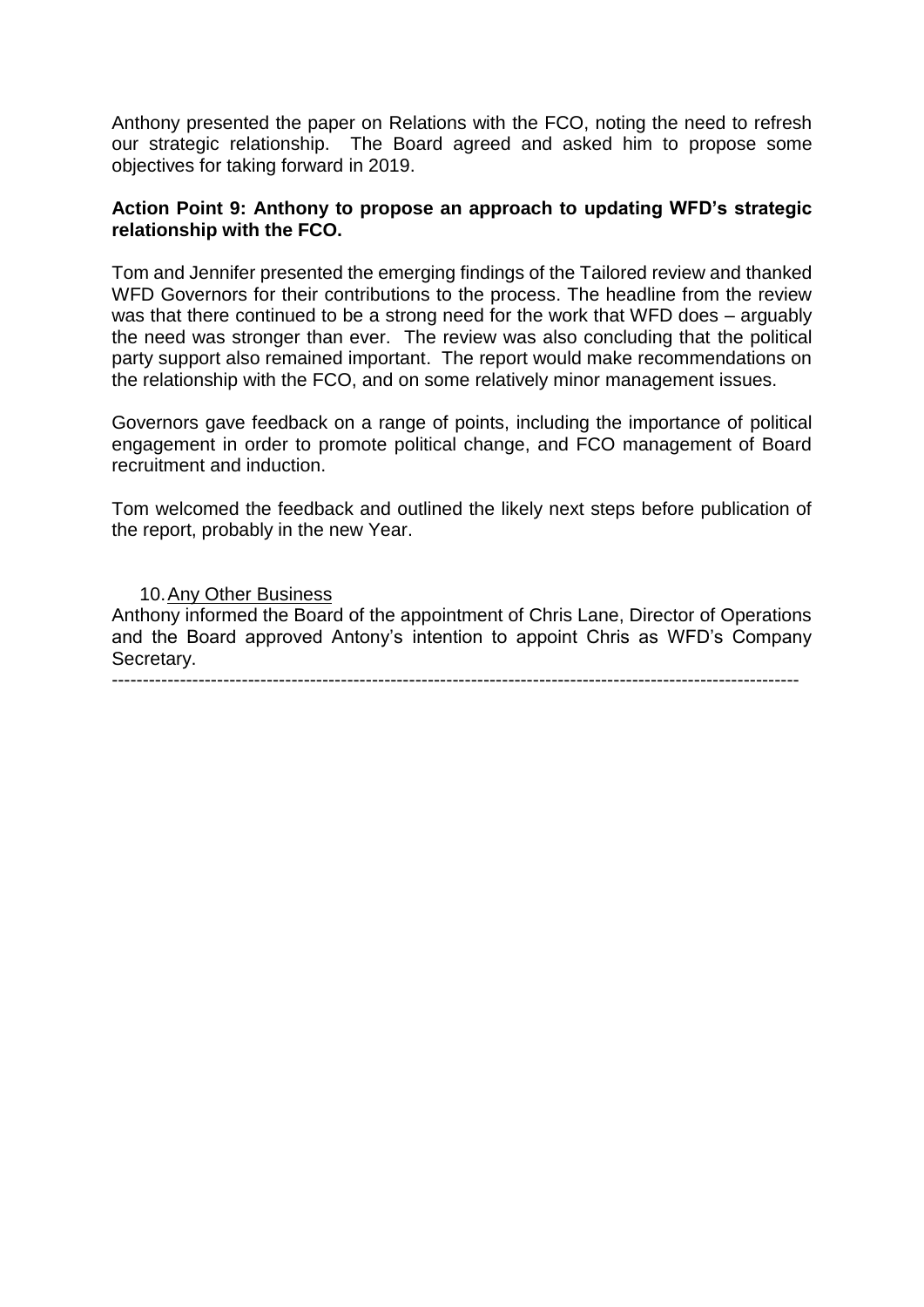Anthony presented the paper on Relations with the FCO, noting the need to refresh our strategic relationship. The Board agreed and asked him to propose some objectives for taking forward in 2019.

**Action Point 9: Anthony to propose an approach to updating WFD's strategic relationship with the FCO.**

Tom and Jennifer presented the emerging findings of the Tailored review and thanked WFD Governors for their contributions to the process. The headline from the review was that there continued to be a strong need for the work that WFD does – arguably the need was stronger than ever. The review was also concluding that the political party support also remained important. The report would make recommendations on the relationship with the FCO, and on some relatively minor management issues.

Governors gave feedback on a range of points, including the importance of political engagement in order to promote political change, and FCO management of Board recruitment and induction.

Tom welcomed the feedback and outlined the likely next steps before publication of the report, probably in the new Year.

10. Any Other Business

Anthony informed the Board of the appointment of Chris Lane, Director of Operations and the Board approved Antony's intention to appoint Chris as WFD's Company Secretary.

---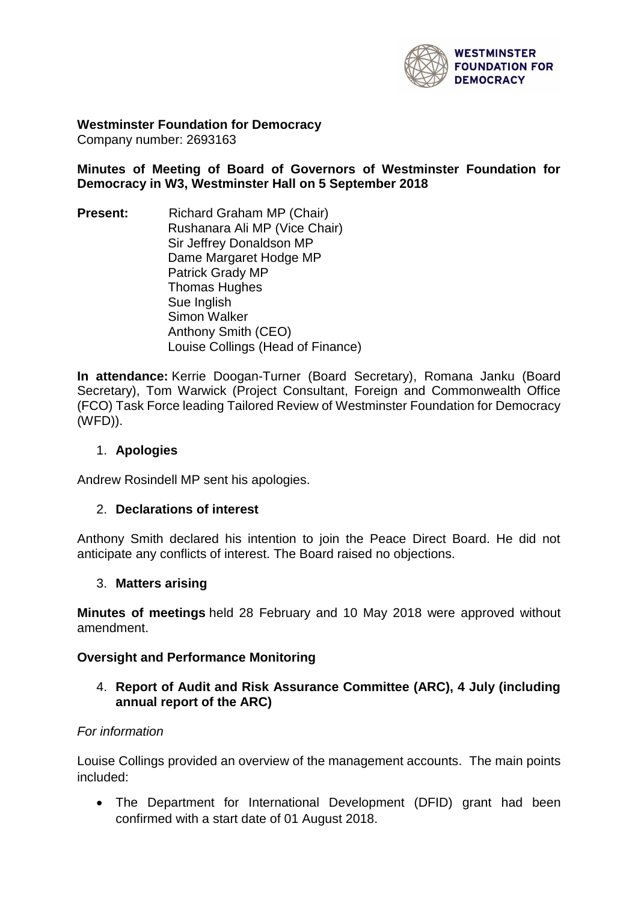**Westminster Foundation for Democracy**
Company number: 2693163

**Minutes of Meeting of Board of Governors of Westminster Foundation for Democracy in W3, Westminster Hall on 5 September 2018**

**Present:** Richard Graham MP (Chair)
Rushanara Ali MP (Vice Chair)
Sir Jeffrey Donaldson MP
Dame Margaret Hodge MP
Patrick Grady MP
Thomas Hughes
Sue Inglish
Simon Walker
Anthony Smith (CEO)
Louise Collings (Head of Finance)

**In attendance:** Kerrie Doogan-Turner (Board Secretary), Romana Janku (Board Secretary), Tom Warwick (Project Consultant, Foreign and Commonwealth Office (FCO) Task Force leading Tailored Review of Westminster Foundation for Democracy (WFD)).

1. **Apologies**

Andrew Rosindell MP sent his apologies.

2. **Declarations of interest**

Anthony Smith declared his intention to join the Peace Direct Board. He did not anticipate any conflicts of interest. The Board raised no objections.

3. **Matters arising**

**Minutes of meetings** held 28 February and 10 May 2018 were approved without amendment.

**Oversight and Performance Monitoring**

4. **Report of Audit and Risk Assurance Committee (ARC), 4 July (including annual report of the ARC)**

*For information*

Louise Collings provided an overview of the management accounts. The main points included:

- The Department for International Development (DFID) grant had been confirmed with a start date of 01 August 2018.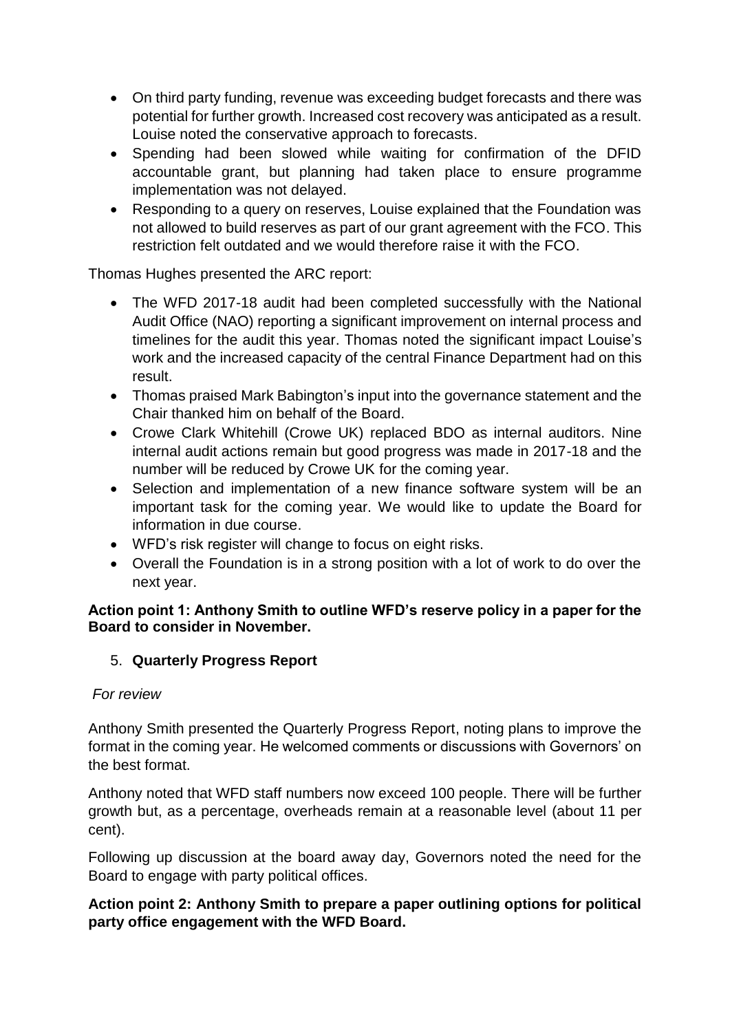- On third party funding, revenue was exceeding budget forecasts and there was potential for further growth. Increased cost recovery was anticipated as a result. Louise noted the conservative approach to forecasts.
- Spending had been slowed while waiting for confirmation of the DFID accountable grant, but planning had taken place to ensure programme implementation was not delayed.
- Responding to a query on reserves, Louise explained that the Foundation was not allowed to build reserves as part of our grant agreement with the FCO. This restriction felt outdated and we would therefore raise it with the FCO.

Thomas Hughes presented the ARC report:

- The WFD 2017-18 audit had been completed successfully with the National Audit Office (NAO) reporting a significant improvement on internal process and timelines for the audit this year. Thomas noted the significant impact Louise's work and the increased capacity of the central Finance Department had on this result.
- Thomas praised Mark Babington's input into the governance statement and the Chair thanked him on behalf of the Board.
- Crowe Clark Whitehill (Crowe UK) replaced BDO as internal auditors. Nine internal audit actions remain but good progress was made in 2017-18 and the number will be reduced by Crowe UK for the coming year.
- Selection and implementation of a new finance software system will be an important task for the coming year. We would like to update the Board for information in due course.
- WFD's risk register will change to focus on eight risks.
- Overall the Foundation is in a strong position with a lot of work to do over the next year.

**Action point 1: Anthony Smith to outline WFD's reserve policy in a paper for the Board to consider in November.**

5. **Quarterly Progress Report**

*For review*

Anthony Smith presented the Quarterly Progress Report, noting plans to improve the format in the coming year. He welcomed comments or discussions with Governors' on the best format.

Anthony noted that WFD staff numbers now exceed 100 people. There will be further growth but, as a percentage, overheads remain at a reasonable level (about 11 per cent).

Following up discussion at the board away day, Governors noted the need for the Board to engage with party political offices.

**Action point 2: Anthony Smith to prepare a paper outlining options for political party office engagement with the WFD Board.**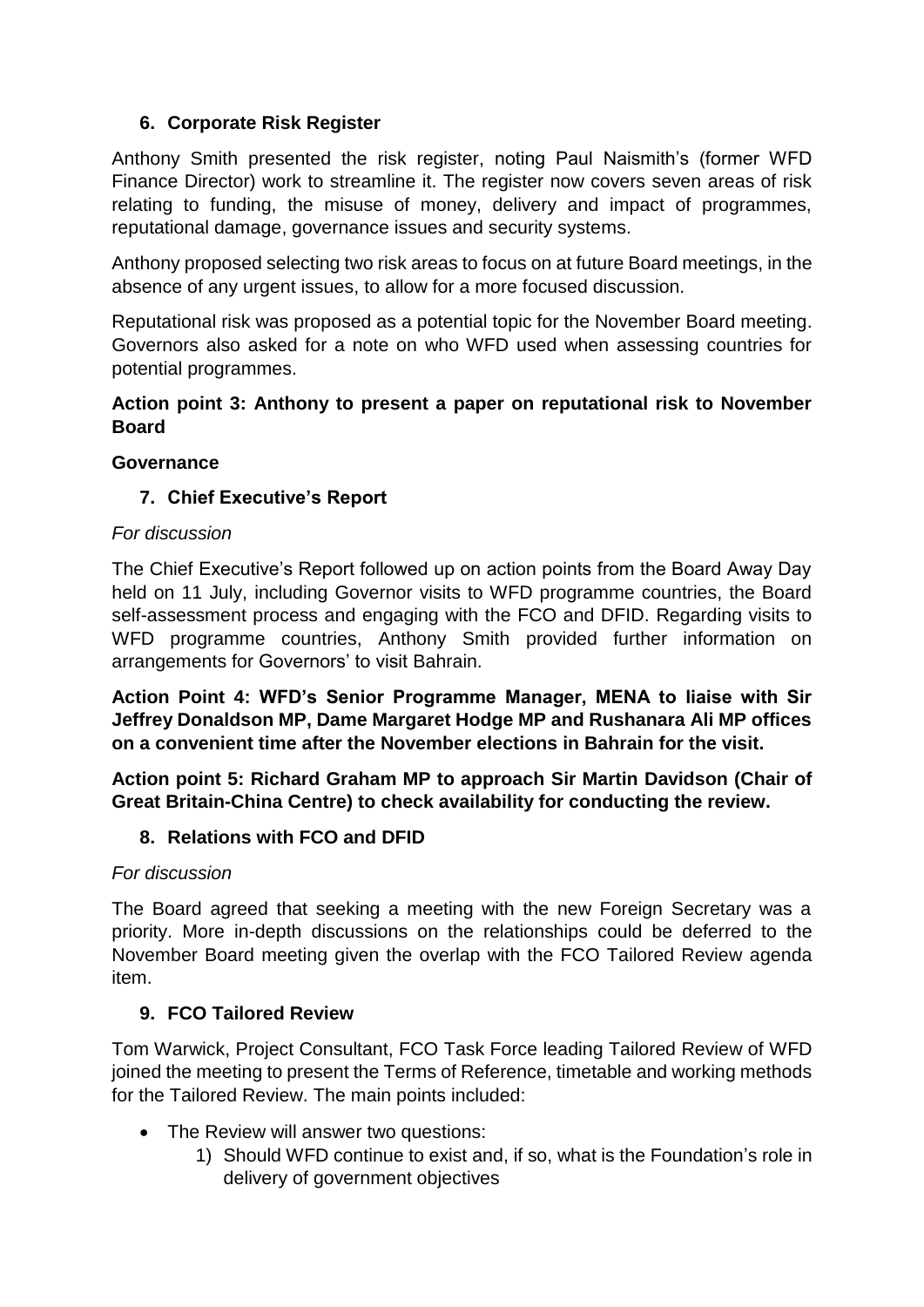## 6. Corporate Risk Register

Anthony Smith presented the risk register, noting Paul Naismith's (former WFD Finance Director) work to streamline it. The register now covers seven areas of risk relating to funding, the misuse of money, delivery and impact of programmes, reputational damage, governance issues and security systems.

Anthony proposed selecting two risk areas to focus on at future Board meetings, in the absence of any urgent issues, to allow for a more focused discussion.

Reputational risk was proposed as a potential topic for the November Board meeting. Governors also asked for a note on who WFD used when assessing countries for potential programmes.

**Action point 3: Anthony to present a paper on reputational risk to November Board**

**Governance**

## 7. Chief Executive's Report

*For discussion*

The Chief Executive's Report followed up on action points from the Board Away Day held on 11 July, including Governor visits to WFD programme countries, the Board self-assessment process and engaging with the FCO and DFID. Regarding visits to WFD programme countries, Anthony Smith provided further information on arrangements for Governors' to visit Bahrain.

**Action Point 4: WFD's Senior Programme Manager, MENA to liaise with Sir Jeffrey Donaldson MP, Dame Margaret Hodge MP and Rushanara Ali MP offices on a convenient time after the November elections in Bahrain for the visit.**

**Action point 5: Richard Graham MP to approach Sir Martin Davidson (Chair of Great Britain-China Centre) to check availability for conducting the review.**

## 8. Relations with FCO and DFID

*For discussion*

The Board agreed that seeking a meeting with the new Foreign Secretary was a priority. More in-depth discussions on the relationships could be deferred to the November Board meeting given the overlap with the FCO Tailored Review agenda item.

## 9. FCO Tailored Review

Tom Warwick, Project Consultant, FCO Task Force leading Tailored Review of WFD joined the meeting to present the Terms of Reference, timetable and working methods for the Tailored Review. The main points included:

- The Review will answer two questions:
    1) Should WFD continue to exist and, if so, what is the Foundation's role in delivery of government objectives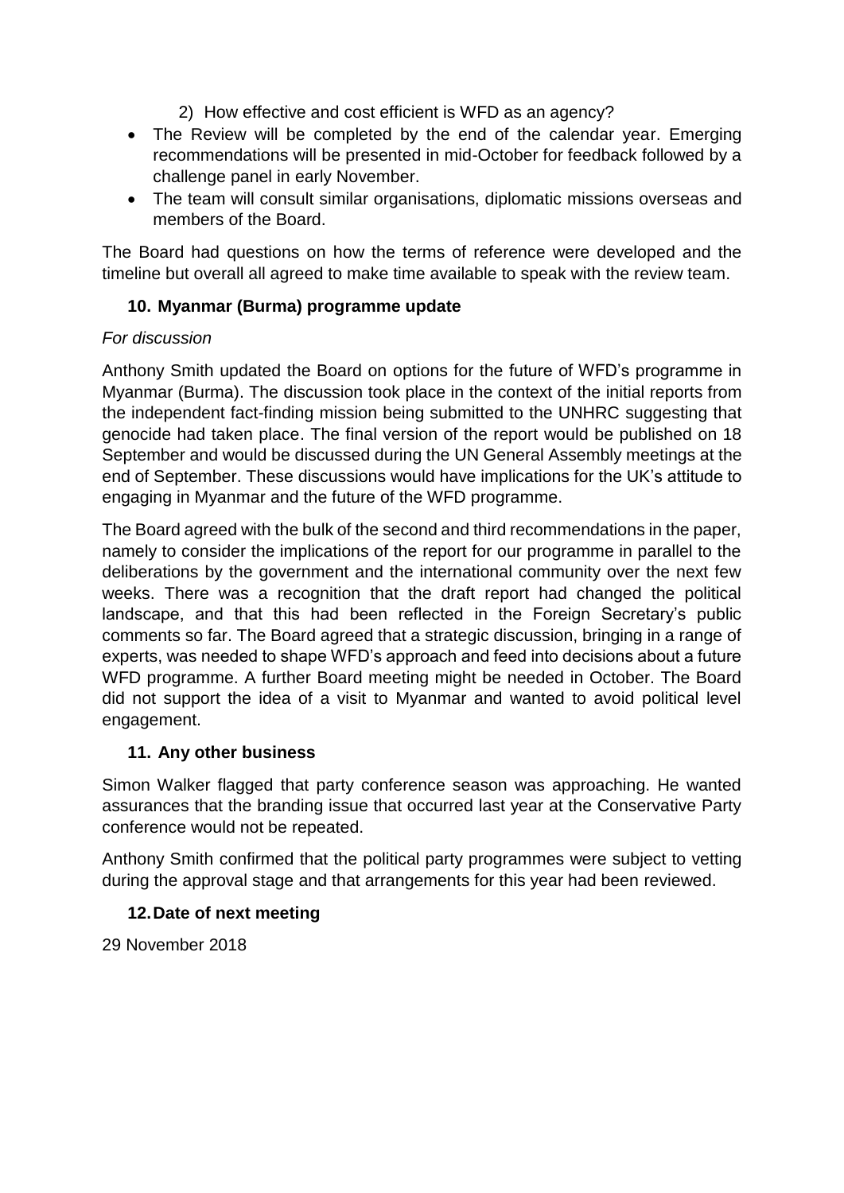2) How effective and cost efficient is WFD as an agency?

- The Review will be completed by the end of the calendar year. Emerging recommendations will be presented in mid-October for feedback followed by a challenge panel in early November.
- The team will consult similar organisations, diplomatic missions overseas and members of the Board.

The Board had questions on how the terms of reference were developed and the timeline but overall all agreed to make time available to speak with the review team.

### 10. Myanmar (Burma) programme update

*For discussion*

Anthony Smith updated the Board on options for the future of WFD's programme in Myanmar (Burma). The discussion took place in the context of the initial reports from the independent fact-finding mission being submitted to the UNHRC suggesting that genocide had taken place. The final version of the report would be published on 18 September and would be discussed during the UN General Assembly meetings at the end of September. These discussions would have implications for the UK's attitude to engaging in Myanmar and the future of the WFD programme.

The Board agreed with the bulk of the second and third recommendations in the paper, namely to consider the implications of the report for our programme in parallel to the deliberations by the government and the international community over the next few weeks. There was a recognition that the draft report had changed the political landscape, and that this had been reflected in the Foreign Secretary's public comments so far. The Board agreed that a strategic discussion, bringing in a range of experts, was needed to shape WFD's approach and feed into decisions about a future WFD programme. A further Board meeting might be needed in October. The Board did not support the idea of a visit to Myanmar and wanted to avoid political level engagement.

### 11. Any other business

Simon Walker flagged that party conference season was approaching. He wanted assurances that the branding issue that occurred last year at the Conservative Party conference would not be repeated.

Anthony Smith confirmed that the political party programmes were subject to vetting during the approval stage and that arrangements for this year had been reviewed.

### 12. Date of next meeting

29 November 2018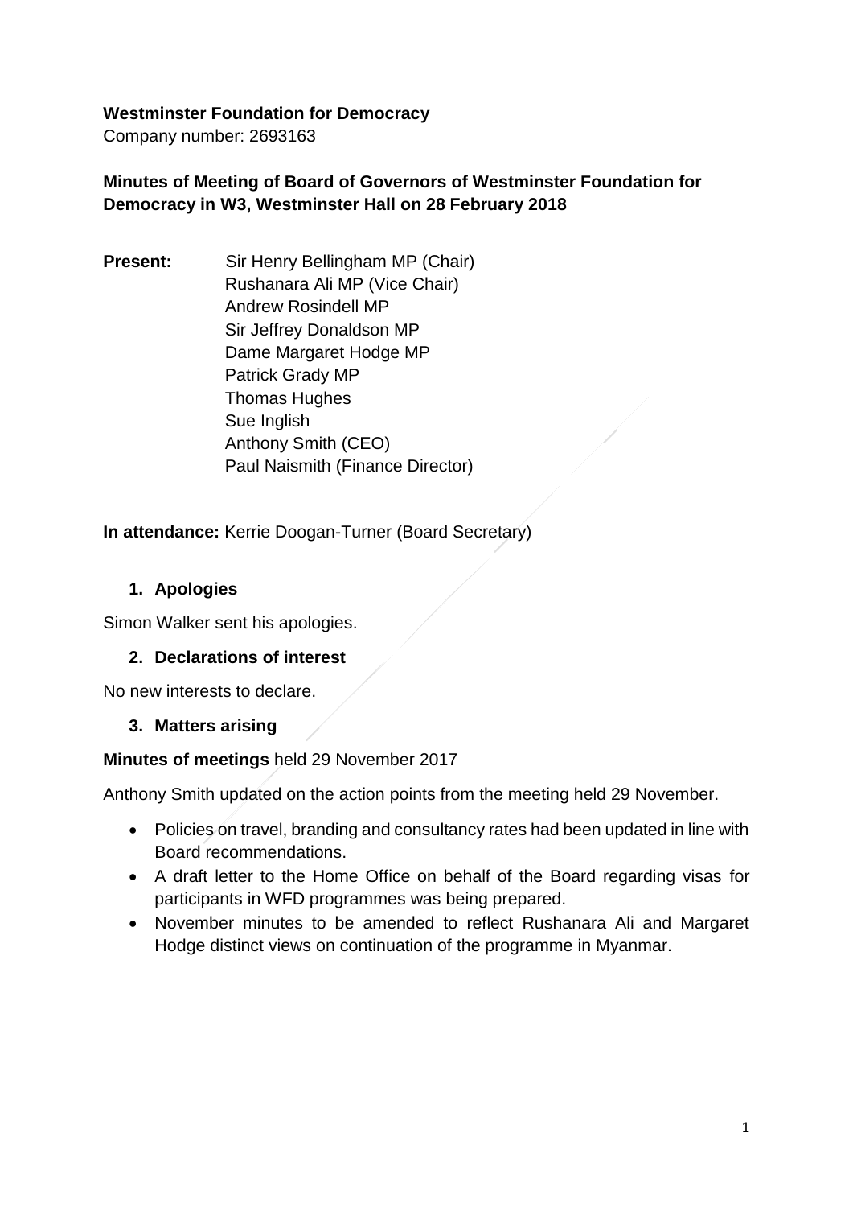**Westminster Foundation for Democracy**
Company number: 2693163

**Minutes of Meeting of Board of Governors of Westminster Foundation for Democracy in W3, Westminster Hall on 28 February 2018**

**Present:** Sir Henry Bellingham MP (Chair)
Rushanara Ali MP (Vice Chair)
Andrew Rosindell MP
Sir Jeffrey Donaldson MP
Dame Margaret Hodge MP
Patrick Grady MP
Thomas Hughes
Sue Inglish
Anthony Smith (CEO)
Paul Naismith (Finance Director)

**In attendance:** Kerrie Doogan-Turner (Board Secretary)

1. **Apologies**

Simon Walker sent his apologies.

2. **Declarations of interest**

No new interests to declare.

3. **Matters arising**

**Minutes of meetings** held 29 November 2017

Anthony Smith updated on the action points from the meeting held 29 November.

- Policies on travel, branding and consultancy rates had been updated in line with Board recommendations.
- A draft letter to the Home Office on behalf of the Board regarding visas for participants in WFD programmes was being prepared.
- November minutes to be amended to reflect Rushanara Ali and Margaret Hodge distinct views on continuation of the programme in Myanmar.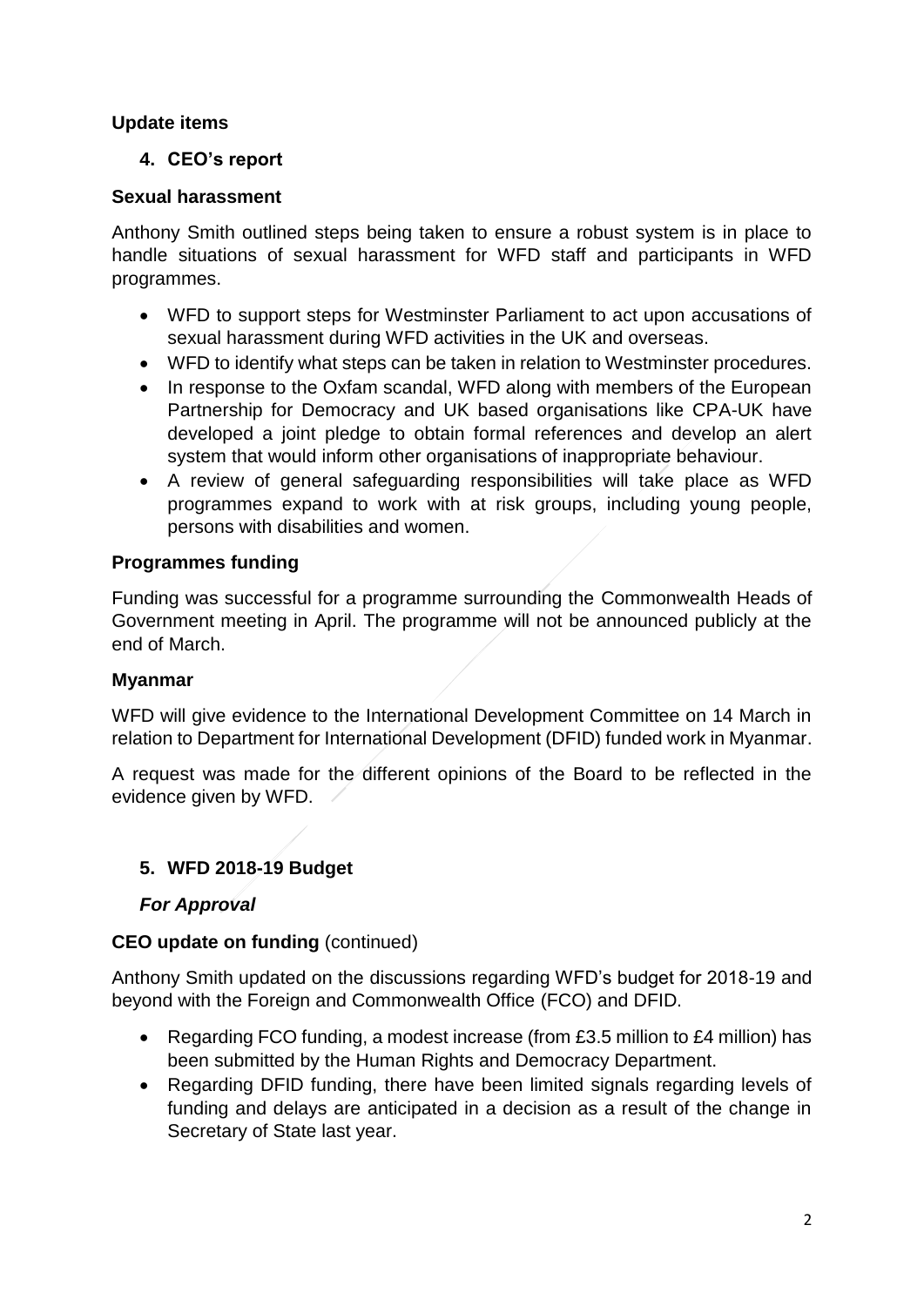## Update items

### 4. CEO's report

**Sexual harassment**

Anthony Smith outlined steps being taken to ensure a robust system is in place to handle situations of sexual harassment for WFD staff and participants in WFD programmes.

- WFD to support steps for Westminster Parliament to act upon accusations of sexual harassment during WFD activities in the UK and overseas.
- WFD to identify what steps can be taken in relation to Westminster procedures.
- In response to the Oxfam scandal, WFD along with members of the European Partnership for Democracy and UK based organisations like CPA-UK have developed a joint pledge to obtain formal references and develop an alert system that would inform other organisations of inappropriate behaviour.
- A review of general safeguarding responsibilities will take place as WFD programmes expand to work with at risk groups, including young people, persons with disabilities and women.

**Programmes funding**

Funding was successful for a programme surrounding the Commonwealth Heads of Government meeting in April. The programme will not be announced publicly at the end of March.

**Myanmar**

WFD will give evidence to the International Development Committee on 14 March in relation to Department for International Development (DFID) funded work in Myanmar.

A request was made for the different opinions of the Board to be reflected in the evidence given by WFD.

### 5. WFD 2018-19 Budget

***For Approval***

**CEO update on funding** (continued)

Anthony Smith updated on the discussions regarding WFD's budget for 2018-19 and beyond with the Foreign and Commonwealth Office (FCO) and DFID.

- Regarding FCO funding, a modest increase (from £3.5 million to £4 million) has been submitted by the Human Rights and Democracy Department.
- Regarding DFID funding, there have been limited signals regarding levels of funding and delays are anticipated in a decision as a result of the change in Secretary of State last year.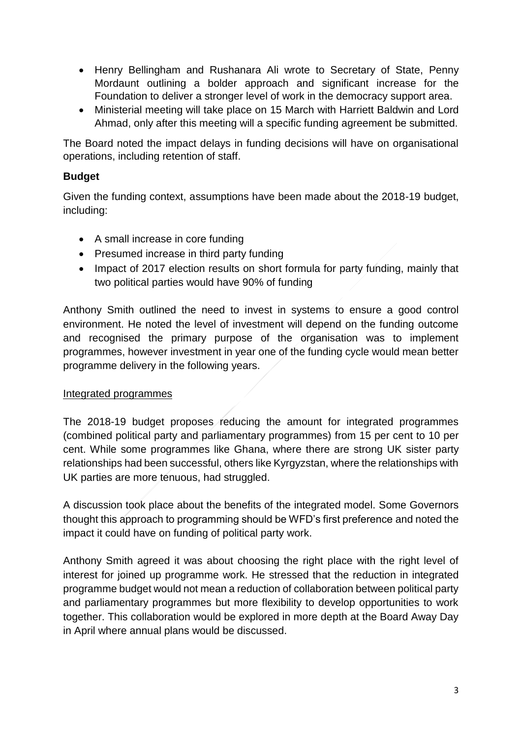- Henry Bellingham and Rushanara Ali wrote to Secretary of State, Penny Mordaunt outlining a bolder approach and significant increase for the Foundation to deliver a stronger level of work in the democracy support area.
- Ministerial meeting will take place on 15 March with Harriett Baldwin and Lord Ahmad, only after this meeting will a specific funding agreement be submitted.

The Board noted the impact delays in funding decisions will have on organisational operations, including retention of staff.

**Budget**

Given the funding context, assumptions have been made about the 2018-19 budget, including:

- A small increase in core funding
- Presumed increase in third party funding
- Impact of 2017 election results on short formula for party funding, mainly that two political parties would have 90% of funding

Anthony Smith outlined the need to invest in systems to ensure a good control environment. He noted the level of investment will depend on the funding outcome and recognised the primary purpose of the organisation was to implement programmes, however investment in year one of the funding cycle would mean better programme delivery in the following years.

Integrated programmes

The 2018-19 budget proposes reducing the amount for integrated programmes (combined political party and parliamentary programmes) from 15 per cent to 10 per cent. While some programmes like Ghana, where there are strong UK sister party relationships had been successful, others like Kyrgyzstan, where the relationships with UK parties are more tenuous, had struggled.

A discussion took place about the benefits of the integrated model. Some Governors thought this approach to programming should be WFD's first preference and noted the impact it could have on funding of political party work.

Anthony Smith agreed it was about choosing the right place with the right level of interest for joined up programme work. He stressed that the reduction in integrated programme budget would not mean a reduction of collaboration between political party and parliamentary programmes but more flexibility to develop opportunities to work together. This collaboration would be explored in more depth at the Board Away Day in April where annual plans would be discussed.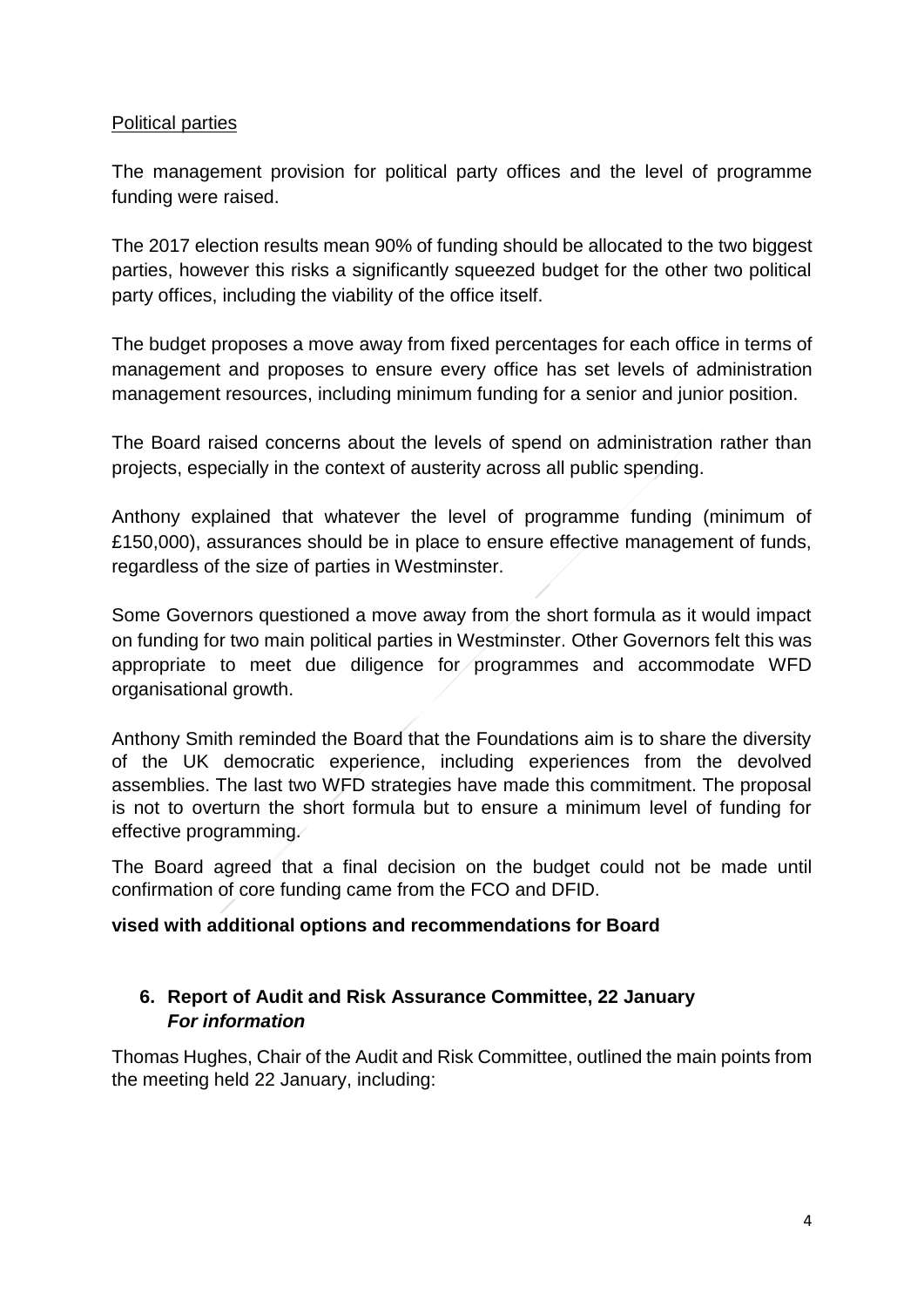Political parties

The management provision for political party offices and the level of programme funding were raised.

The 2017 election results mean 90% of funding should be allocated to the two biggest parties, however this risks a significantly squeezed budget for the other two political party offices, including the viability of the office itself.

The budget proposes a move away from fixed percentages for each office in terms of management and proposes to ensure every office has set levels of administration management resources, including minimum funding for a senior and junior position.

The Board raised concerns about the levels of spend on administration rather than projects, especially in the context of austerity across all public spending.

Anthony explained that whatever the level of programme funding (minimum of £150,000), assurances should be in place to ensure effective management of funds, regardless of the size of parties in Westminster.

Some Governors questioned a move away from the short formula as it would impact on funding for two main political parties in Westminster. Other Governors felt this was appropriate to meet due diligence for programmes and accommodate WFD organisational growth.

Anthony Smith reminded the Board that the Foundations aim is to share the diversity of the UK democratic experience, including experiences from the devolved assemblies. The last two WFD strategies have made this commitment. The proposal is not to overturn the short formula but to ensure a minimum level of funding for effective programming.

The Board agreed that a final decision on the budget could not be made until confirmation of core funding came from the FCO and DFID.

**vised with additional options and recommendations for Board**

## 6. Report of Audit and Risk Assurance Committee, 22 January
***For information***

Thomas Hughes, Chair of the Audit and Risk Committee, outlined the main points from the meeting held 22 January, including: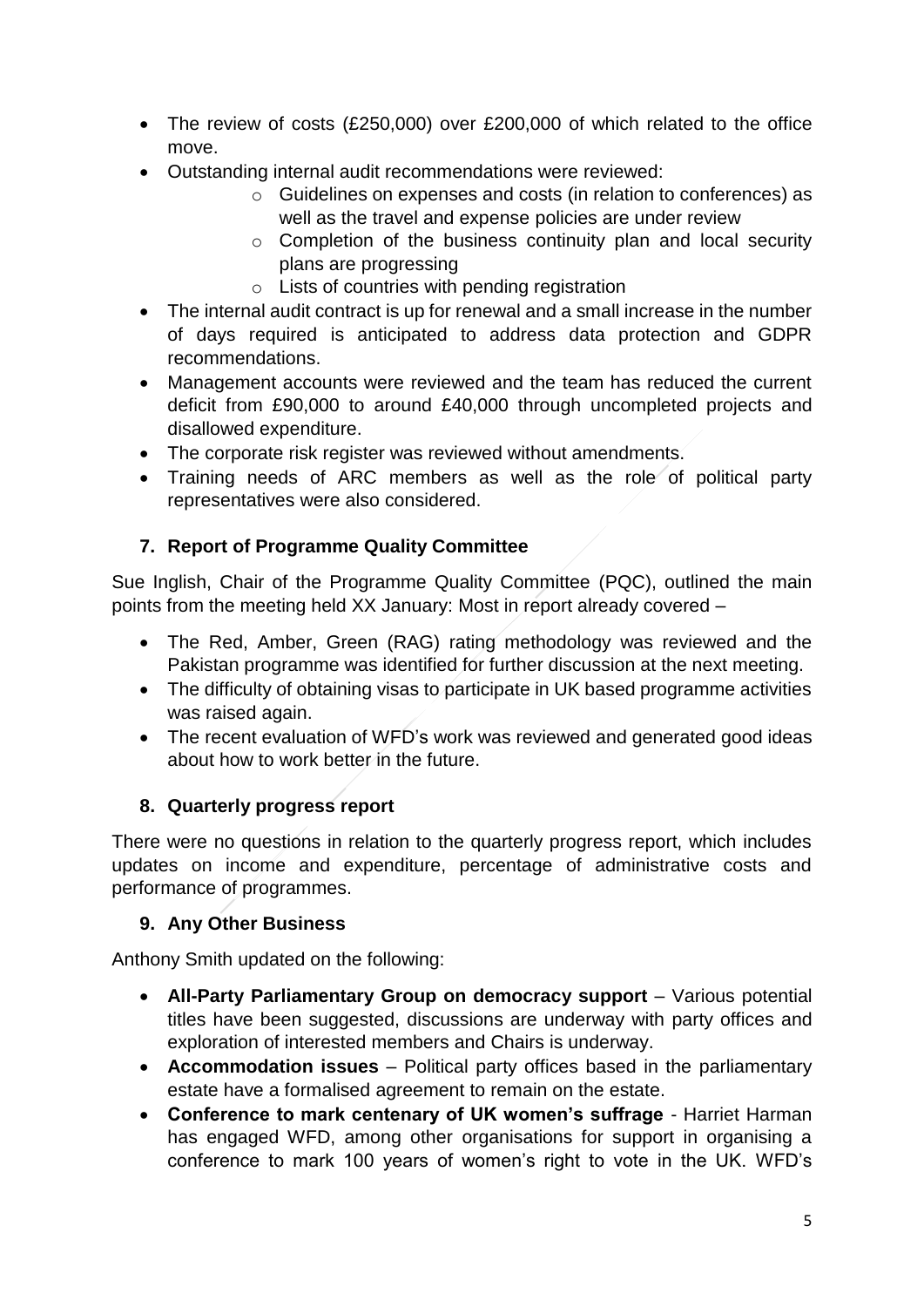- The review of costs (£250,000) over £200,000 of which related to the office move.
- Outstanding internal audit recommendations were reviewed:
    - Guidelines on expenses and costs (in relation to conferences) as well as the travel and expense policies are under review
    - Completion of the business continuity plan and local security plans are progressing
    - Lists of countries with pending registration
- The internal audit contract is up for renewal and a small increase in the number of days required is anticipated to address data protection and GDPR recommendations.
- Management accounts were reviewed and the team has reduced the current deficit from £90,000 to around £40,000 through uncompleted projects and disallowed expenditure.
- The corporate risk register was reviewed without amendments.
- Training needs of ARC members as well as the role of political party representatives were also considered.

## 7. Report of Programme Quality Committee

Sue Inglish, Chair of the Programme Quality Committee (PQC), outlined the main points from the meeting held XX January: Most in report already covered –

- The Red, Amber, Green (RAG) rating methodology was reviewed and the Pakistan programme was identified for further discussion at the next meeting.
- The difficulty of obtaining visas to participate in UK based programme activities was raised again.
- The recent evaluation of WFD's work was reviewed and generated good ideas about how to work better in the future.

## 8. Quarterly progress report

There were no questions in relation to the quarterly progress report, which includes updates on income and expenditure, percentage of administrative costs and performance of programmes.

## 9. Any Other Business

Anthony Smith updated on the following:

- **All-Party Parliamentary Group on democracy support** – Various potential titles have been suggested, discussions are underway with party offices and exploration of interested members and Chairs is underway.
- **Accommodation issues** – Political party offices based in the parliamentary estate have a formalised agreement to remain on the estate.
- **Conference to mark centenary of UK women's suffrage** - Harriet Harman has engaged WFD, among other organisations for support in organising a conference to mark 100 years of women's right to vote in the UK. WFD's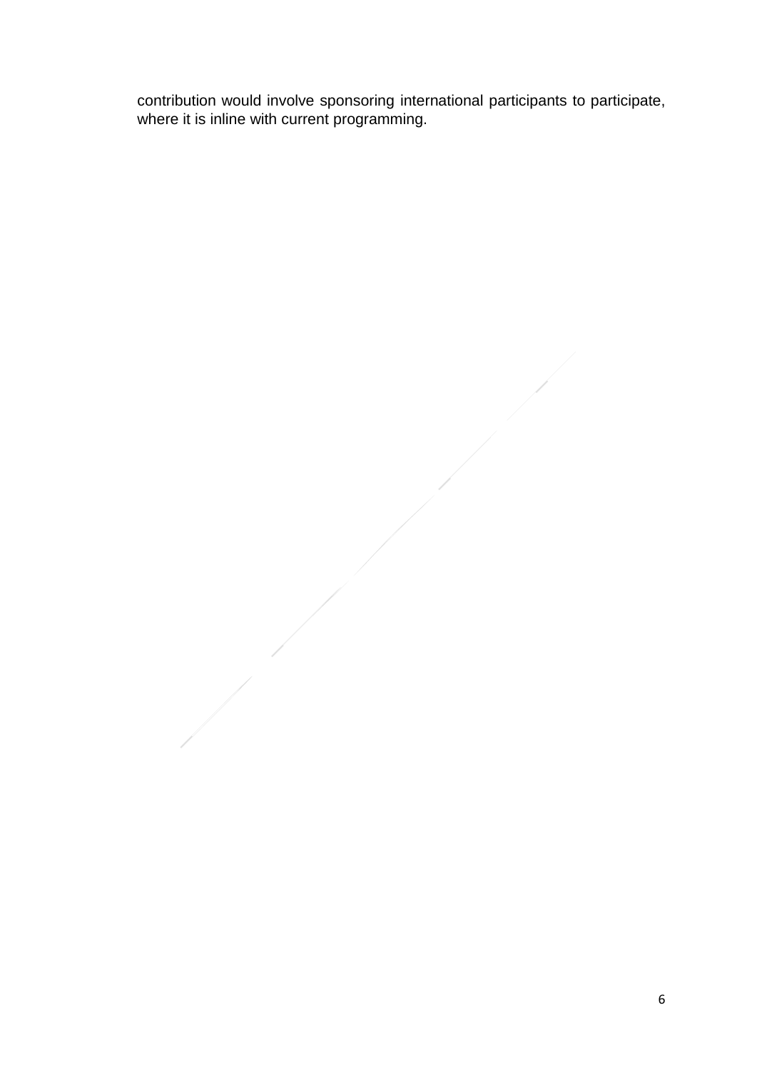contribution would involve sponsoring international participants to participate, where it is inline with current programming.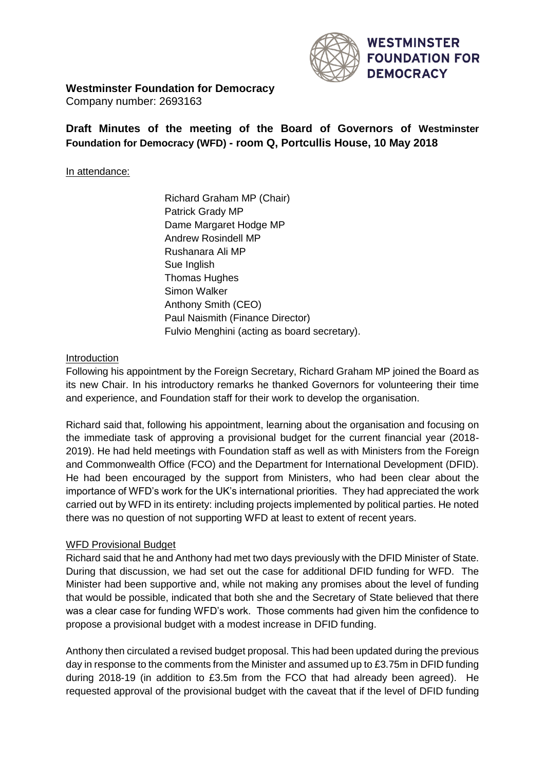**Westminster Foundation for Democracy**

Company number: 2693163

## Draft Minutes of the meeting of the Board of Governors of Westminster Foundation for Democracy (WFD) - room Q, Portcullis House, 10 May 2018

In attendance:

Richard Graham MP (Chair)
Patrick Grady MP
Dame Margaret Hodge MP
Andrew Rosindell MP
Rushanara Ali MP
Sue Inglish
Thomas Hughes
Simon Walker
Anthony Smith (CEO)
Paul Naismith (Finance Director)
Fulvio Menghini (acting as board secretary).

### Introduction

Following his appointment by the Foreign Secretary, Richard Graham MP joined the Board as its new Chair. In his introductory remarks he thanked Governors for volunteering their time and experience, and Foundation staff for their work to develop the organisation.

Richard said that, following his appointment, learning about the organisation and focusing on the immediate task of approving a provisional budget for the current financial year (2018-2019). He had held meetings with Foundation staff as well as with Ministers from the Foreign and Commonwealth Office (FCO) and the Department for International Development (DFID). He had been encouraged by the support from Ministers, who had been clear about the importance of WFD's work for the UK's international priorities. They had appreciated the work carried out by WFD in its entirety: including projects implemented by political parties. He noted there was no question of not supporting WFD at least to extent of recent years.

### WFD Provisional Budget

Richard said that he and Anthony had met two days previously with the DFID Minister of State. During that discussion, we had set out the case for additional DFID funding for WFD. The Minister had been supportive and, while not making any promises about the level of funding that would be possible, indicated that both she and the Secretary of State believed that there was a clear case for funding WFD's work. Those comments had given him the confidence to propose a provisional budget with a modest increase in DFID funding.

Anthony then circulated a revised budget proposal. This had been updated during the previous day in response to the comments from the Minister and assumed up to £3.75m in DFID funding during 2018-19 (in addition to £3.5m from the FCO that had already been agreed). He requested approval of the provisional budget with the caveat that if the level of DFID funding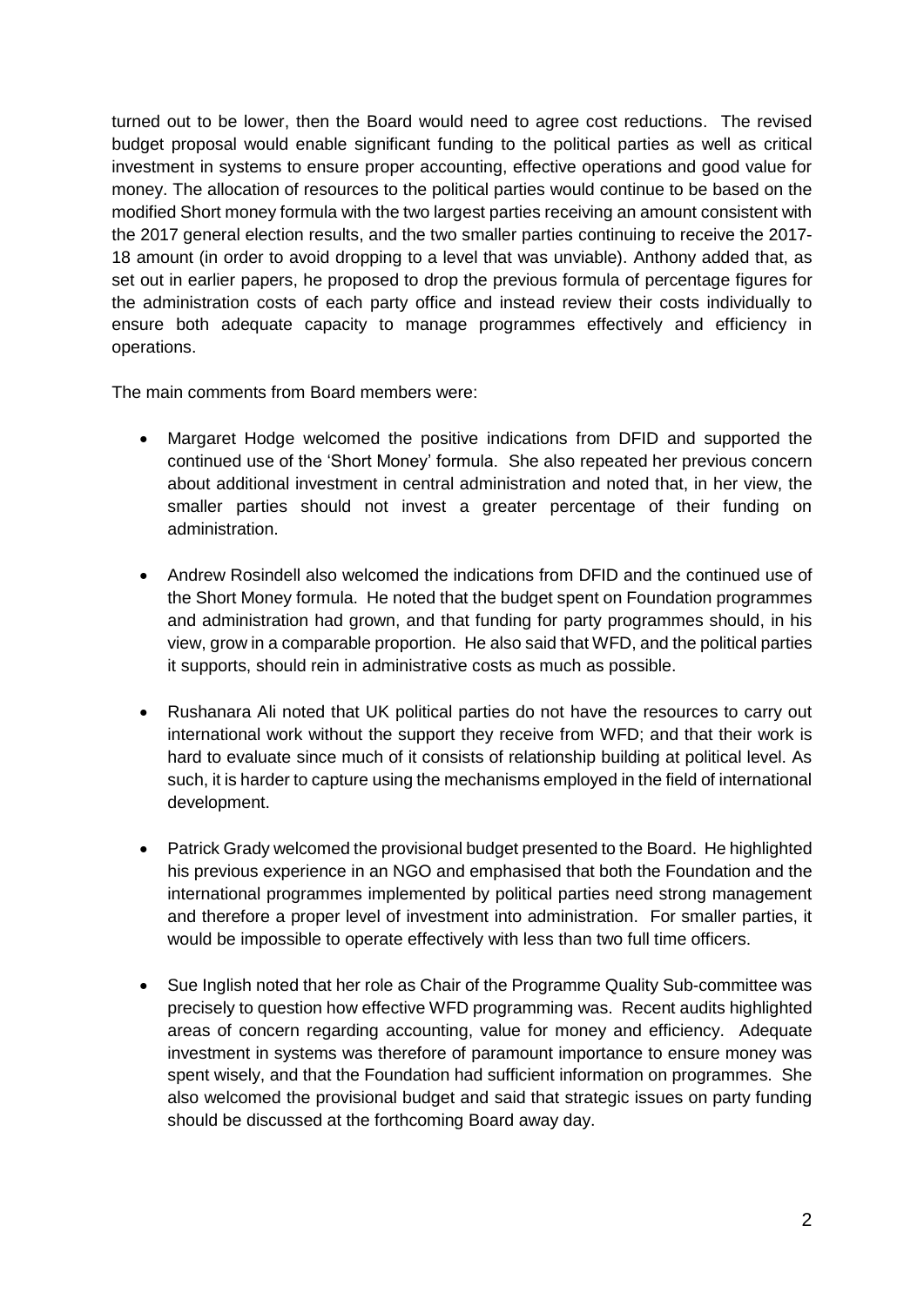turned out to be lower, then the Board would need to agree cost reductions. The revised budget proposal would enable significant funding to the political parties as well as critical investment in systems to ensure proper accounting, effective operations and good value for money. The allocation of resources to the political parties would continue to be based on the modified Short money formula with the two largest parties receiving an amount consistent with the 2017 general election results, and the two smaller parties continuing to receive the 2017-18 amount (in order to avoid dropping to a level that was unviable). Anthony added that, as set out in earlier papers, he proposed to drop the previous formula of percentage figures for the administration costs of each party office and instead review their costs individually to ensure both adequate capacity to manage programmes effectively and efficiency in operations.

The main comments from Board members were:

- Margaret Hodge welcomed the positive indications from DFID and supported the continued use of the 'Short Money' formula. She also repeated her previous concern about additional investment in central administration and noted that, in her view, the smaller parties should not invest a greater percentage of their funding on administration.

- Andrew Rosindell also welcomed the indications from DFID and the continued use of the Short Money formula. He noted that the budget spent on Foundation programmes and administration had grown, and that funding for party programmes should, in his view, grow in a comparable proportion. He also said that WFD, and the political parties it supports, should rein in administrative costs as much as possible.

- Rushanara Ali noted that UK political parties do not have the resources to carry out international work without the support they receive from WFD; and that their work is hard to evaluate since much of it consists of relationship building at political level. As such, it is harder to capture using the mechanisms employed in the field of international development.

- Patrick Grady welcomed the provisional budget presented to the Board. He highlighted his previous experience in an NGO and emphasised that both the Foundation and the international programmes implemented by political parties need strong management and therefore a proper level of investment into administration. For smaller parties, it would be impossible to operate effectively with less than two full time officers.

- Sue Inglish noted that her role as Chair of the Programme Quality Sub-committee was precisely to question how effective WFD programming was. Recent audits highlighted areas of concern regarding accounting, value for money and efficiency. Adequate investment in systems was therefore of paramount importance to ensure money was spent wisely, and that the Foundation had sufficient information on programmes. She also welcomed the provisional budget and said that strategic issues on party funding should be discussed at the forthcoming Board away day.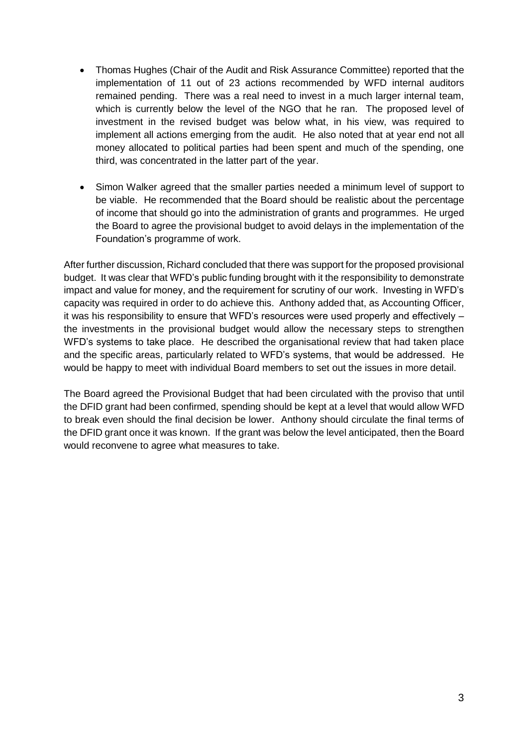- Thomas Hughes (Chair of the Audit and Risk Assurance Committee) reported that the implementation of 11 out of 23 actions recommended by WFD internal auditors remained pending. There was a real need to invest in a much larger internal team, which is currently below the level of the NGO that he ran. The proposed level of investment in the revised budget was below what, in his view, was required to implement all actions emerging from the audit. He also noted that at year end not all money allocated to political parties had been spent and much of the spending, one third, was concentrated in the latter part of the year.

- Simon Walker agreed that the smaller parties needed a minimum level of support to be viable. He recommended that the Board should be realistic about the percentage of income that should go into the administration of grants and programmes. He urged the Board to agree the provisional budget to avoid delays in the implementation of the Foundation's programme of work.

After further discussion, Richard concluded that there was support for the proposed provisional budget. It was clear that WFD's public funding brought with it the responsibility to demonstrate impact and value for money, and the requirement for scrutiny of our work. Investing in WFD's capacity was required in order to do achieve this. Anthony added that, as Accounting Officer, it was his responsibility to ensure that WFD's resources were used properly and effectively – the investments in the provisional budget would allow the necessary steps to strengthen WFD's systems to take place. He described the organisational review that had taken place and the specific areas, particularly related to WFD's systems, that would be addressed. He would be happy to meet with individual Board members to set out the issues in more detail.

The Board agreed the Provisional Budget that had been circulated with the proviso that until the DFID grant had been confirmed, spending should be kept at a level that would allow WFD to break even should the final decision be lower. Anthony should circulate the final terms of the DFID grant once it was known. If the grant was below the level anticipated, then the Board would reconvene to agree what measures to take.